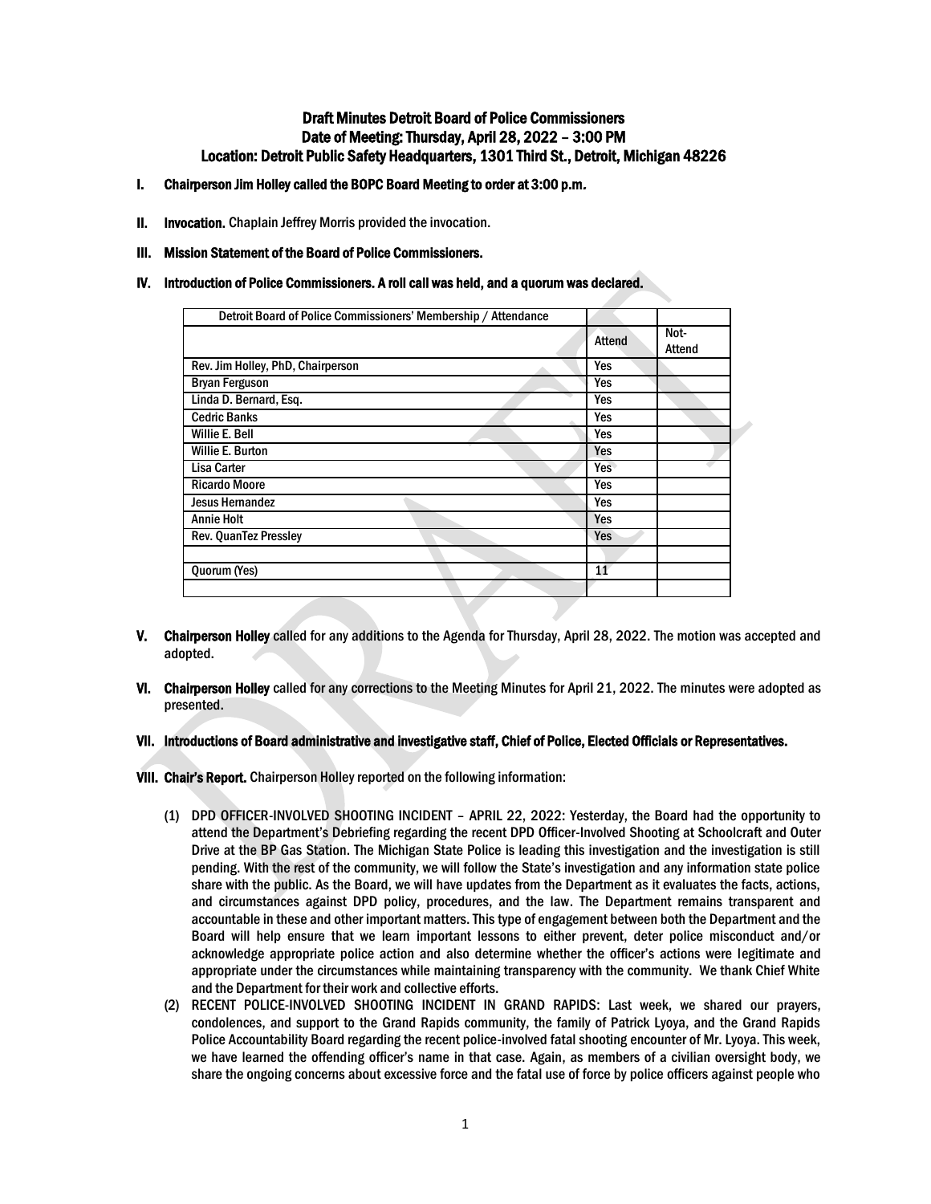# Draft Minutes Detroit Board of Police Commissioners
## Date of Meeting: Thursday, April 28, 2022 – 3:00 PM
## Location: Detroit Public Safety Headquarters, 1301 Third St., Detroit, Michigan 48226

**I. Chairperson Jim Holley called the BOPC Board Meeting to order at 3:00 p.m.**

**II. Invocation.** Chaplain Jeffrey Morris provided the invocation.

**III. Mission Statement of the Board of Police Commissioners.**

**IV. Introduction of Police Commissioners. A roll call was held, and a quorum was declared.**

| Detroit Board of Police Commissioners' Membership / Attendance | | |
|---|---|---|
| | Attend | Not-Attend |
| Rev. Jim Holley, PhD, Chairperson | Yes | |
| Bryan Ferguson | Yes | |
| Linda D. Bernard, Esq. | Yes | |
| Cedric Banks | Yes | |
| Willie E. Bell | Yes | |
| Willie E. Burton | Yes | |
| Lisa Carter | Yes | |
| Ricardo Moore | Yes | |
| Jesus Hernandez | Yes | |
| Annie Holt | Yes | |
| Rev. QuanTez Pressley | Yes | |
| | | |
| Quorum (Yes) | 11 | |
| | | |

**V. Chairperson Holley** called for any additions to the Agenda for Thursday, April 28, 2022. The motion was accepted and adopted.

**VI. Chairperson Holley** called for any corrections to the Meeting Minutes for April 21, 2022. The minutes were adopted as presented.

**VII. Introductions of Board administrative and investigative staff, Chief of Police, Elected Officials or Representatives.**

**VIII. Chair's Report.** Chairperson Holley reported on the following information:

(1) DPD OFFICER-INVOLVED SHOOTING INCIDENT – APRIL 22, 2022: Yesterday, the Board had the opportunity to attend the Department's Debriefing regarding the recent DPD Officer-Involved Shooting at Schoolcraft and Outer Drive at the BP Gas Station. The Michigan State Police is leading this investigation and the investigation is still pending. With the rest of the community, we will follow the State's investigation and any information state police share with the public. As the Board, we will have updates from the Department as it evaluates the facts, actions, and circumstances against DPD policy, procedures, and the law. The Department remains transparent and accountable in these and other important matters. This type of engagement between both the Department and the Board will help ensure that we learn important lessons to either prevent, deter police misconduct and/or acknowledge appropriate police action and also determine whether the officer's actions were legitimate and appropriate under the circumstances while maintaining transparency with the community. We thank Chief White and the Department for their work and collective efforts.

(2) RECENT POLICE-INVOLVED SHOOTING INCIDENT IN GRAND RAPIDS: Last week, we shared our prayers, condolences, and support to the Grand Rapids community, the family of Patrick Lyoya, and the Grand Rapids Police Accountability Board regarding the recent police-involved fatal shooting encounter of Mr. Lyoya. This week, we have learned the offending officer's name in that case. Again, as members of a civilian oversight body, we share the ongoing concerns about excessive force and the fatal use of force by police officers against people who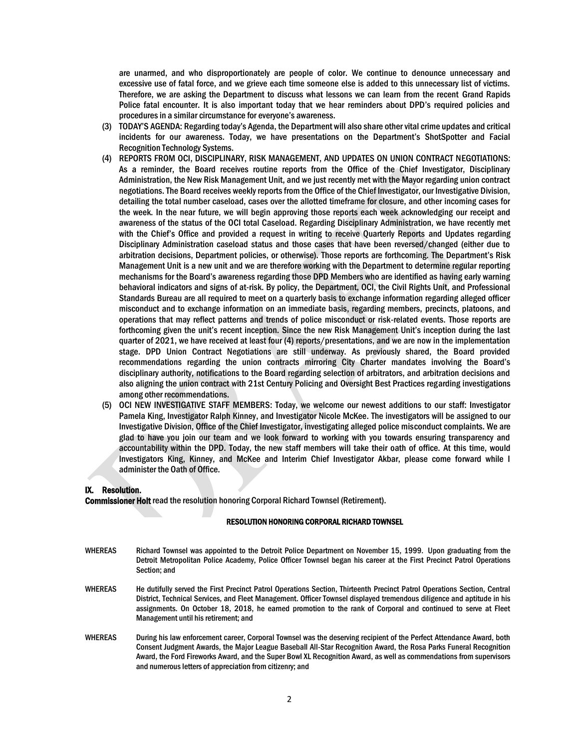are unarmed, and who disproportionately are people of color. We continue to denounce unnecessary and excessive use of fatal force, and we grieve each time someone else is added to this unnecessary list of victims. Therefore, we are asking the Department to discuss what lessons we can learn from the recent Grand Rapids Police fatal encounter. It is also important today that we hear reminders about DPD's required policies and procedures in a similar circumstance for everyone's awareness.

(3) TODAY'S AGENDA: Regarding today's Agenda, the Department will also share other vital crime updates and critical incidents for our awareness. Today, we have presentations on the Department's ShotSpotter and Facial Recognition Technology Systems.

(4) REPORTS FROM OCI, DISCIPLINARY, RISK MANAGEMENT, AND UPDATES ON UNION CONTRACT NEGOTIATIONS: As a reminder, the Board receives routine reports from the Office of the Chief Investigator, Disciplinary Administration, the New Risk Management Unit, and we just recently met with the Mayor regarding union contract negotiations. The Board receives weekly reports from the Office of the Chief Investigator, our Investigative Division, detailing the total number caseload, cases over the allotted timeframe for closure, and other incoming cases for the week. In the near future, we will begin approving those reports each week acknowledging our receipt and awareness of the status of the OCI total Caseload. Regarding Disciplinary Administration, we have recently met with the Chief's Office and provided a request in writing to receive Quarterly Reports and Updates regarding Disciplinary Administration caseload status and those cases that have been reversed/changed (either due to arbitration decisions, Department policies, or otherwise). Those reports are forthcoming. The Department's Risk Management Unit is a new unit and we are therefore working with the Department to determine regular reporting mechanisms for the Board's awareness regarding those DPD Members who are identified as having early warning behavioral indicators and signs of at-risk. By policy, the Department, OCI, the Civil Rights Unit, and Professional Standards Bureau are all required to meet on a quarterly basis to exchange information regarding alleged officer misconduct and to exchange information on an immediate basis, regarding members, precincts, platoons, and operations that may reflect patterns and trends of police misconduct or risk-related events. Those reports are forthcoming given the unit's recent inception. Since the new Risk Management Unit's inception during the last quarter of 2021, we have received at least four (4) reports/presentations, and we are now in the implementation stage. DPD Union Contract Negotiations are still underway. As previously shared, the Board provided recommendations regarding the union contracts mirroring City Charter mandates involving the Board's disciplinary authority, notifications to the Board regarding selection of arbitrators, and arbitration decisions and also aligning the union contract with 21st Century Policing and Oversight Best Practices regarding investigations among other recommendations.

(5) OCI NEW INVESTIGATIVE STAFF MEMBERS: Today, we welcome our newest additions to our staff: Investigator Pamela King, Investigator Ralph Kinney, and Investigator Nicole McKee. The investigators will be assigned to our Investigative Division, Office of the Chief Investigator, investigating alleged police misconduct complaints. We are glad to have you join our team and we look forward to working with you towards ensuring transparency and accountability within the DPD. Today, the new staff members will take their oath of office. At this time, would Investigators King, Kinney, and McKee and Interim Chief Investigator Akbar, please come forward while I administer the Oath of Office.

## IX. Resolution.

**Commissioner Holt** read the resolution honoring Corporal Richard Townsel (Retirement).

### RESOLUTION HONORING CORPORAL RICHARD TOWNSEL

WHEREAS Richard Townsel was appointed to the Detroit Police Department on November 15, 1999. Upon graduating from the Detroit Metropolitan Police Academy, Police Officer Townsel began his career at the First Precinct Patrol Operations Section; and

WHEREAS He dutifully served the First Precinct Patrol Operations Section, Thirteenth Precinct Patrol Operations Section, Central District, Technical Services, and Fleet Management. Officer Townsel displayed tremendous diligence and aptitude in his assignments. On October 18, 2018, he earned promotion to the rank of Corporal and continued to serve at Fleet Management until his retirement; and

WHEREAS During his law enforcement career, Corporal Townsel was the deserving recipient of the Perfect Attendance Award, both Consent Judgment Awards, the Major League Baseball All-Star Recognition Award, the Rosa Parks Funeral Recognition Award, the Ford Fireworks Award, and the Super Bowl XL Recognition Award, as well as commendations from supervisors and numerous letters of appreciation from citizenry; and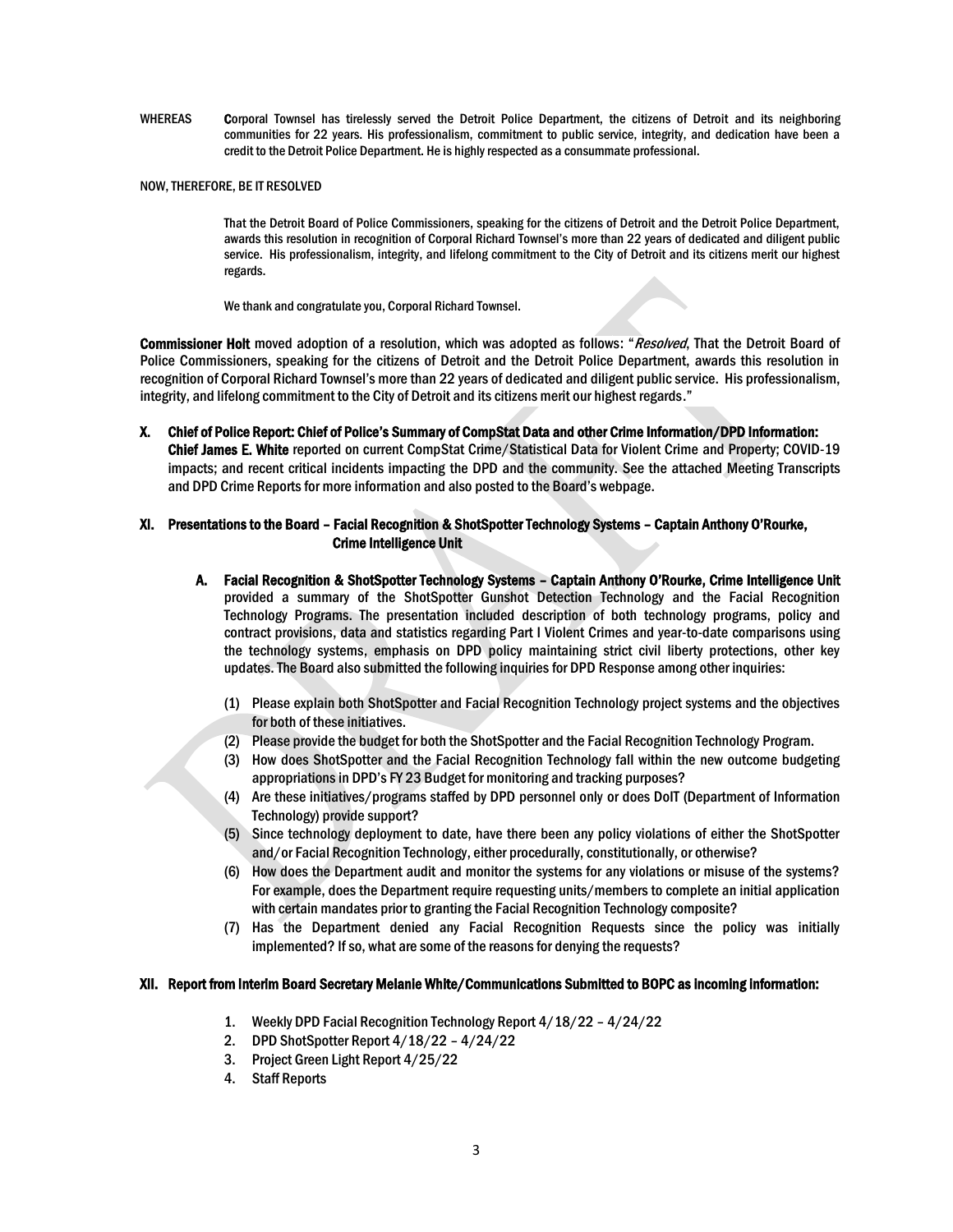WHEREAS Corporal Townsel has tirelessly served the Detroit Police Department, the citizens of Detroit and its neighboring communities for 22 years. His professionalism, commitment to public service, integrity, and dedication have been a credit to the Detroit Police Department. He is highly respected as a consummate professional.

NOW, THEREFORE, BE IT RESOLVED

That the Detroit Board of Police Commissioners, speaking for the citizens of Detroit and the Detroit Police Department, awards this resolution in recognition of Corporal Richard Townsel's more than 22 years of dedicated and diligent public service. His professionalism, integrity, and lifelong commitment to the City of Detroit and its citizens merit our highest regards.

We thank and congratulate you, Corporal Richard Townsel.

**Commissioner Holt** moved adoption of a resolution, which was adopted as follows: "*Resolved*, That the Detroit Board of Police Commissioners, speaking for the citizens of Detroit and the Detroit Police Department, awards this resolution in recognition of Corporal Richard Townsel's more than 22 years of dedicated and diligent public service. His professionalism, integrity, and lifelong commitment to the City of Detroit and its citizens merit our highest regards."

**X. Chief of Police Report: Chief of Police's Summary of CompStat Data and other Crime Information/DPD Information:**
**Chief James E. White** reported on current CompStat Crime/Statistical Data for Violent Crime and Property; COVID-19 impacts; and recent critical incidents impacting the DPD and the community. See the attached Meeting Transcripts and DPD Crime Reports for more information and also posted to the Board's webpage.

**XI. Presentations to the Board – Facial Recognition & ShotSpotter Technology Systems – Captain Anthony O'Rourke, Crime Intelligence Unit**

**A. Facial Recognition & ShotSpotter Technology Systems – Captain Anthony O'Rourke, Crime Intelligence Unit** provided a summary of the ShotSpotter Gunshot Detection Technology and the Facial Recognition Technology Programs. The presentation included description of both technology programs, policy and contract provisions, data and statistics regarding Part I Violent Crimes and year-to-date comparisons using the technology systems, emphasis on DPD policy maintaining strict civil liberty protections, other key updates. The Board also submitted the following inquiries for DPD Response among other inquiries:

(1) Please explain both ShotSpotter and Facial Recognition Technology project systems and the objectives for both of these initiatives.
(2) Please provide the budget for both the ShotSpotter and the Facial Recognition Technology Program.
(3) How does ShotSpotter and the Facial Recognition Technology fall within the new outcome budgeting appropriations in DPD's FY 23 Budget for monitoring and tracking purposes?
(4) Are these initiatives/programs staffed by DPD personnel only or does DoIT (Department of Information Technology) provide support?
(5) Since technology deployment to date, have there been any policy violations of either the ShotSpotter and/or Facial Recognition Technology, either procedurally, constitutionally, or otherwise?
(6) How does the Department audit and monitor the systems for any violations or misuse of the systems? For example, does the Department require requesting units/members to complete an initial application with certain mandates prior to granting the Facial Recognition Technology composite?
(7) Has the Department denied any Facial Recognition Requests since the policy was initially implemented? If so, what are some of the reasons for denying the requests?

**XII. Report from Interim Board Secretary Melanie White/Communications Submitted to BOPC as Incoming Information:**

1. Weekly DPD Facial Recognition Technology Report 4/18/22 – 4/24/22
2. DPD ShotSpotter Report 4/18/22 – 4/24/22
3. Project Green Light Report 4/25/22
4. Staff Reports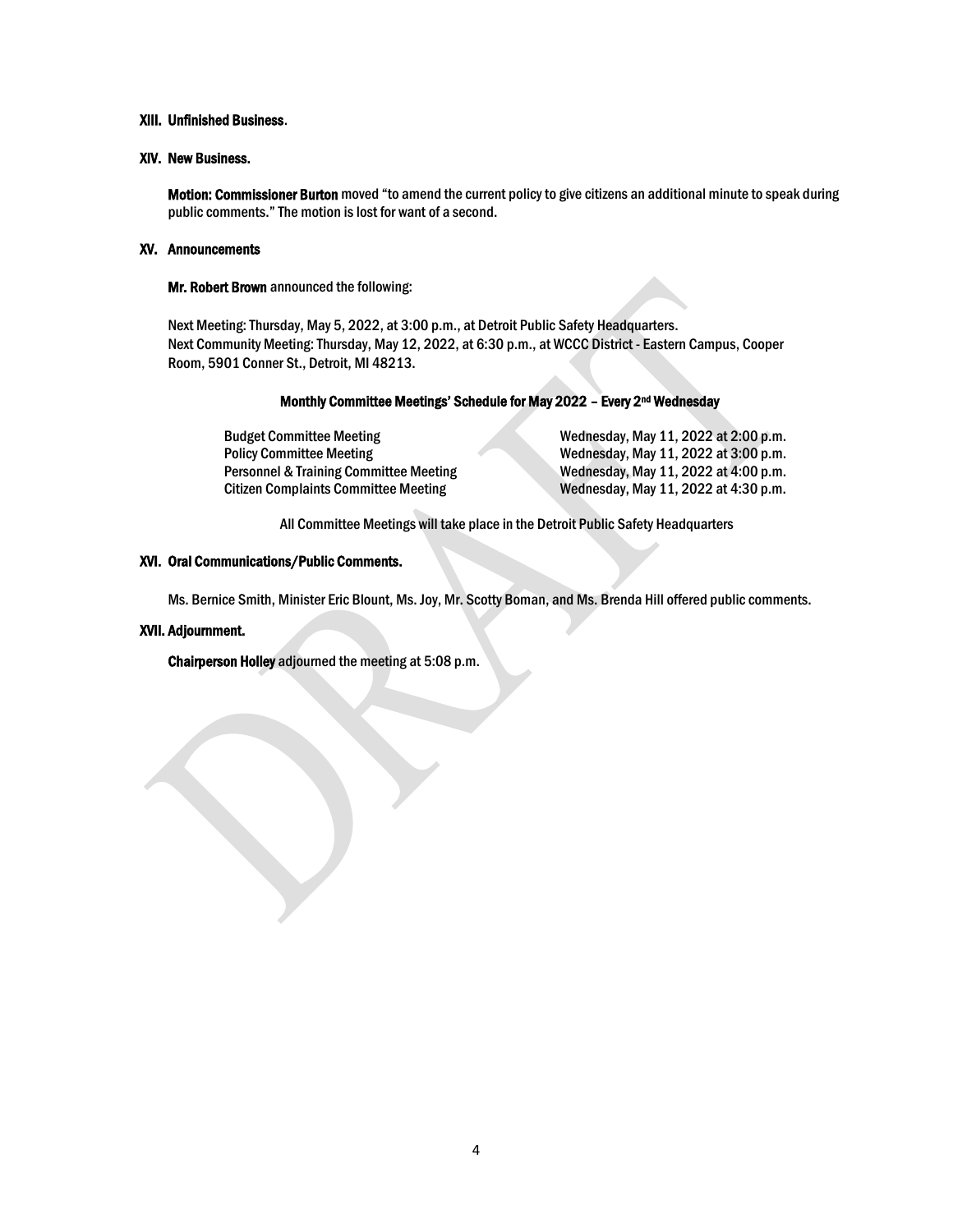## XIII. Unfinished Business.

## XIV. New Business.

**Motion: Commissioner Burton** moved "to amend the current policy to give citizens an additional minute to speak during public comments." The motion is lost for want of a second.

## XV. Announcements

**Mr. Robert Brown** announced the following:

Next Meeting: Thursday, May 5, 2022, at 3:00 p.m., at Detroit Public Safety Headquarters.
Next Community Meeting: Thursday, May 12, 2022, at 6:30 p.m., at WCCC District - Eastern Campus, Cooper Room, 5901 Conner St., Detroit, MI 48213.

### Monthly Committee Meetings' Schedule for May 2022 – Every 2nd Wednesday

| | |
|---|---|
| Budget Committee Meeting | Wednesday, May 11, 2022 at 2:00 p.m. |
| Policy Committee Meeting | Wednesday, May 11, 2022 at 3:00 p.m. |
| Personnel & Training Committee Meeting | Wednesday, May 11, 2022 at 4:00 p.m. |
| Citizen Complaints Committee Meeting | Wednesday, May 11, 2022 at 4:30 p.m. |

All Committee Meetings will take place in the Detroit Public Safety Headquarters

## XVI. Oral Communications/Public Comments.

Ms. Bernice Smith, Minister Eric Blount, Ms. Joy, Mr. Scotty Boman, and Ms. Brenda Hill offered public comments.

## XVII. Adjournment.

**Chairperson Holley** adjourned the meeting at 5:08 p.m.